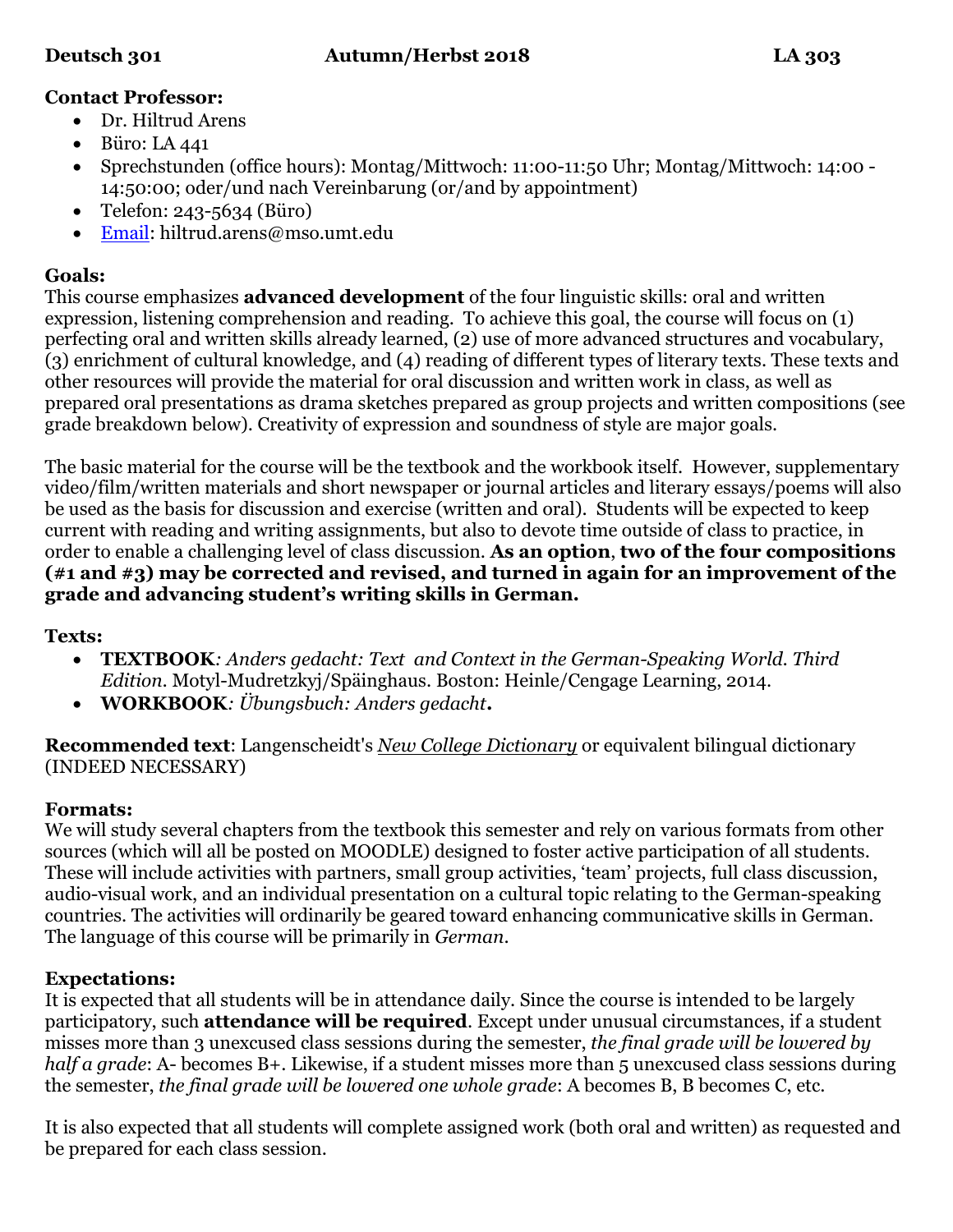**Deutsch 301** **Autumn/Herbst 2018** **LA 303**

**Contact Professor:**

- Dr. Hiltrud Arens
- Büro: LA 441
- Sprechstunden (office hours): Montag/Mittwoch: 11:00-11:50 Uhr; Montag/Mittwoch: 14:00 - 14:50:00; oder/und nach Vereinbarung (or/and by appointment)
- Telefon: 243-5634 (Büro)
- Email: hiltrud.arens@mso.umt.edu

**Goals:**

This course emphasizes **advanced development** of the four linguistic skills: oral and written expression, listening comprehension and reading. To achieve this goal, the course will focus on (1) perfecting oral and written skills already learned, (2) use of more advanced structures and vocabulary, (3) enrichment of cultural knowledge, and (4) reading of different types of literary texts. These texts and other resources will provide the material for oral discussion and written work in class, as well as prepared oral presentations as drama sketches prepared as group projects and written compositions (see grade breakdown below). Creativity of expression and soundness of style are major goals.

The basic material for the course will be the textbook and the workbook itself. However, supplementary video/film/written materials and short newspaper or journal articles and literary essays/poems will also be used as the basis for discussion and exercise (written and oral). Students will be expected to keep current with reading and writing assignments, but also to devote time outside of class to practice, in order to enable a challenging level of class discussion. **As an option**, **two of the four compositions (#1 and #3) may be corrected and revised, and turned in again for an improvement of the grade and advancing student's writing skills in German.**

**Texts:**

- **TEXTBOOK***: Anders gedacht: Text and Context in the German-Speaking World. Third Edition.* Motyl-Mudretzkyj/Späinghaus. Boston: Heinle/Cengage Learning, 2014.
- **WORKBOOK***: Übungsbuch: Anders gedacht***.**

**Recommended text**: Langenscheidt's *New College Dictionary* or equivalent bilingual dictionary (INDEED NECESSARY)

**Formats:**

We will study several chapters from the textbook this semester and rely on various formats from other sources (which will all be posted on MOODLE) designed to foster active participation of all students. These will include activities with partners, small group activities, 'team' projects, full class discussion, audio-visual work, and an individual presentation on a cultural topic relating to the German-speaking countries. The activities will ordinarily be geared toward enhancing communicative skills in German. The language of this course will be primarily in *German*.

**Expectations:**

It is expected that all students will be in attendance daily. Since the course is intended to be largely participatory, such **attendance will be required**. Except under unusual circumstances, if a student misses more than 3 unexcused class sessions during the semester, *the final grade will be lowered by half a grade*: A- becomes B+. Likewise, if a student misses more than 5 unexcused class sessions during the semester, *the final grade will be lowered one whole grade*: A becomes B, B becomes C, etc.

It is also expected that all students will complete assigned work (both oral and written) as requested and be prepared for each class session.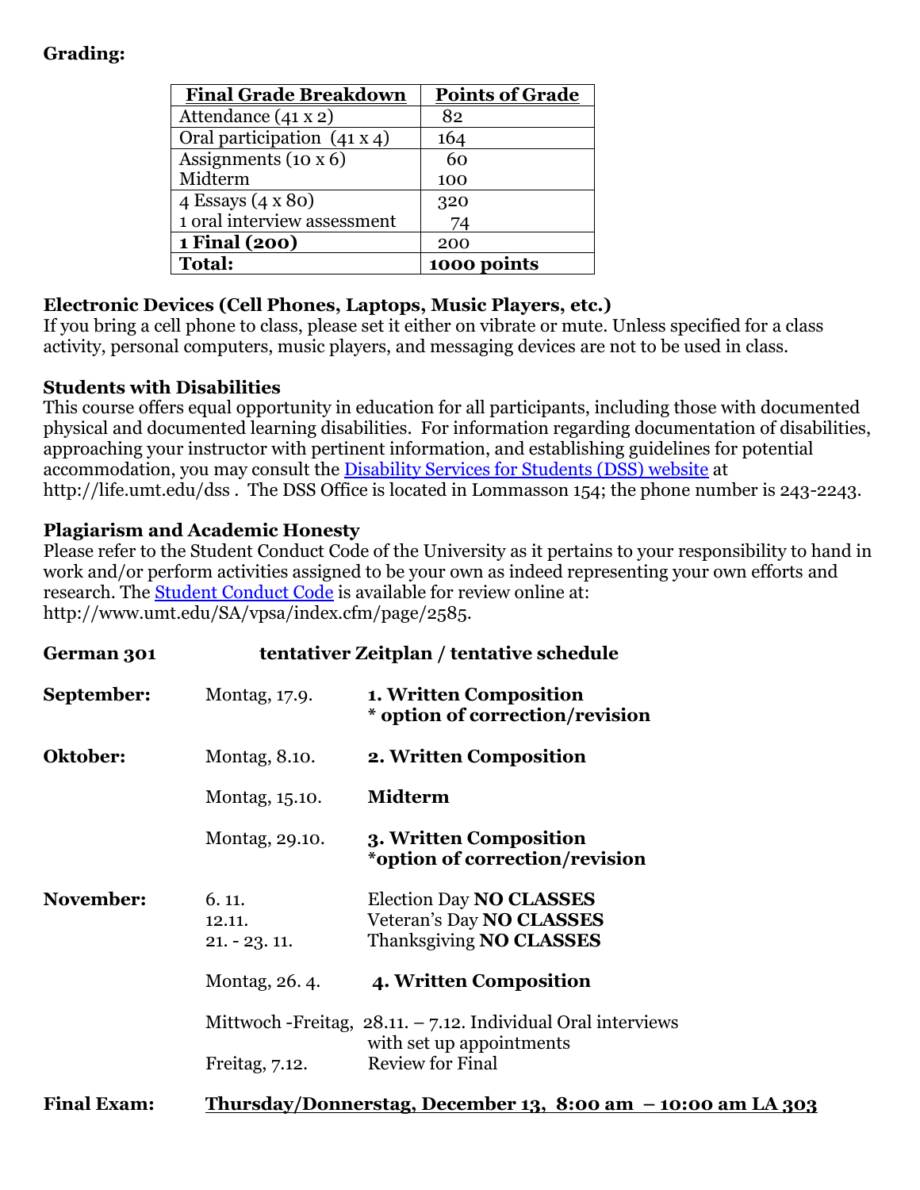**Grading:**

| Final Grade Breakdown | Points of Grade |
| --- | --- |
| Attendance (41 x 2) | 82 |
| Oral participation (41 x 4) | 164 |
| Assignments (10 x 6)<br>Midterm | 60<br>100 |
| 4 Essays (4 x 80)<br>1 oral interview assessment | 320<br>74 |
| **1 Final (200)** | 200 |
| **Total:** | **1000 points** |

**Electronic Devices (Cell Phones, Laptops, Music Players, etc.)**
If you bring a cell phone to class, please set it either on vibrate or mute. Unless specified for a class activity, personal computers, music players, and messaging devices are not to be used in class.

**Students with Disabilities**
This course offers equal opportunity in education for all participants, including those with documented physical and documented learning disabilities. For information regarding documentation of disabilities, approaching your instructor with pertinent information, and establishing guidelines for potential accommodation, you may consult the Disability Services for Students (DSS) website at http://life.umt.edu/dss . The DSS Office is located in Lommasson 154; the phone number is 243-2243.

**Plagiarism and Academic Honesty**
Please refer to the Student Conduct Code of the University as it pertains to your responsibility to hand in work and/or perform activities assigned to be your own as indeed representing your own efforts and research. The Student Conduct Code is available for review online at: http://www.umt.edu/SA/vpsa/index.cfm/page/2585.

**German 301 tentativer Zeitplan / tentative schedule**

| | | |
| --- | --- | --- |
| **September:** | Montag, 17.9. | **1. Written Composition**<br>**\* option of correction/revision** |
| **Oktober:** | Montag, 8.10. | **2. Written Composition** |
| | Montag, 15.10. | **Midterm** |
| | Montag, 29.10. | **3. Written Composition**<br>**\*option of correction/revision** |
| **November:** | 6. 11.<br>12.11.<br>21. - 23. 11. | Election Day **NO CLASSES**<br>Veteran's Day **NO CLASSES**<br>Thanksgiving **NO CLASSES** |
| | Montag, 26. 4. | **4. Written Composition** |
| | Mittwoch -Freitag, | 28.11. – 7.12. Individual Oral interviews with set up appointments |
| | Freitag, 7.12. | Review for Final |

**Final Exam:** **Thursday/Donnerstag, December 13, 8:00 am – 10:00 am LA 303**